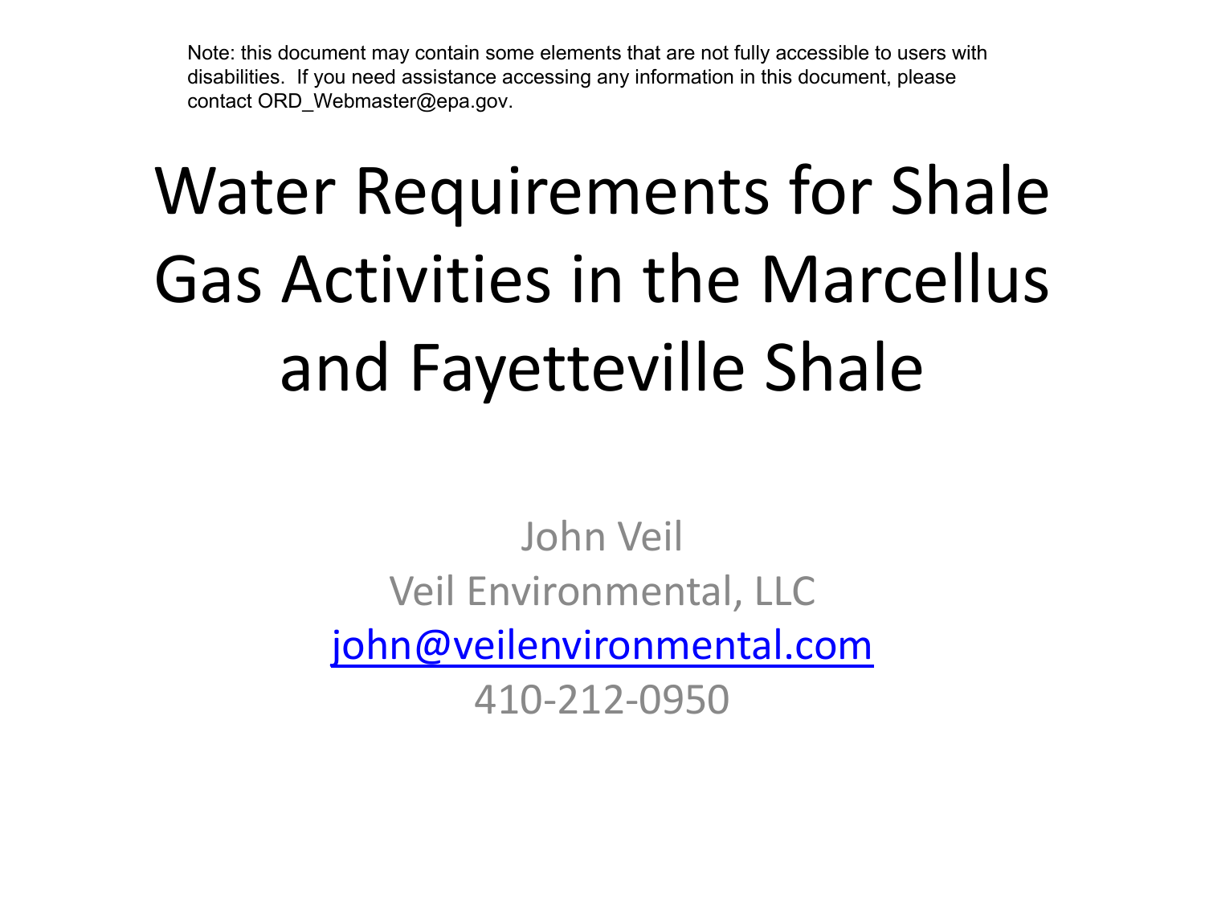Note: this document may contain some elements that are not fully accessible to users with disabilities. If you need assistance accessing any information in this document, please contact ORD_Webmaster@epa.gov.

# Water Requirements for Shale Gas Activities in the Marcellus and Fayetteville Shale

John Veil

Veil Environmental, LLC

john@veilenvironmental.com

410-212-0950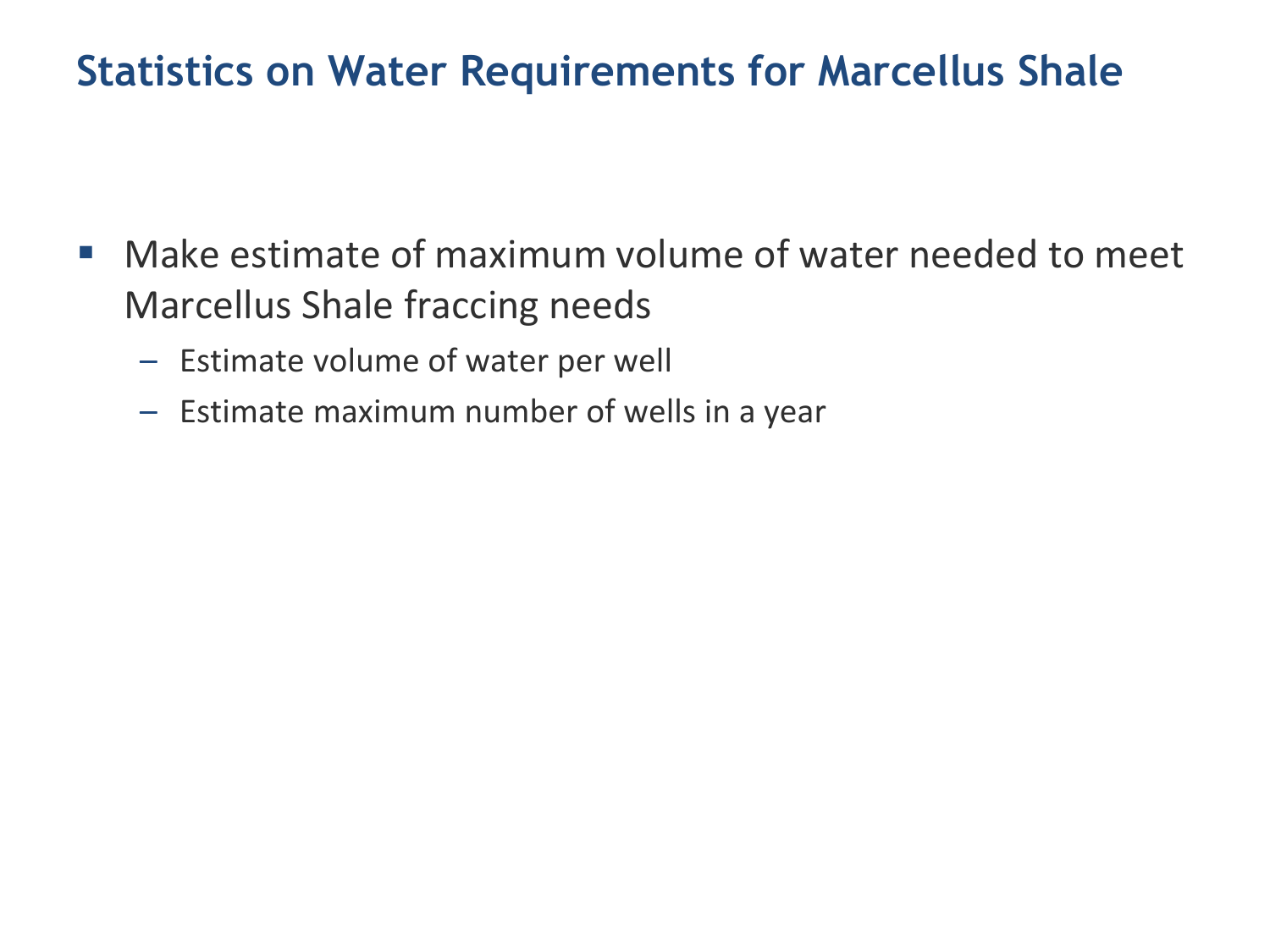# Statistics on Water Requirements for Marcellus Shale

- Make estimate of maximum volume of water needed to meet Marcellus Shale fraccing needs
  - Estimate volume of water per well
  - Estimate maximum number of wells in a year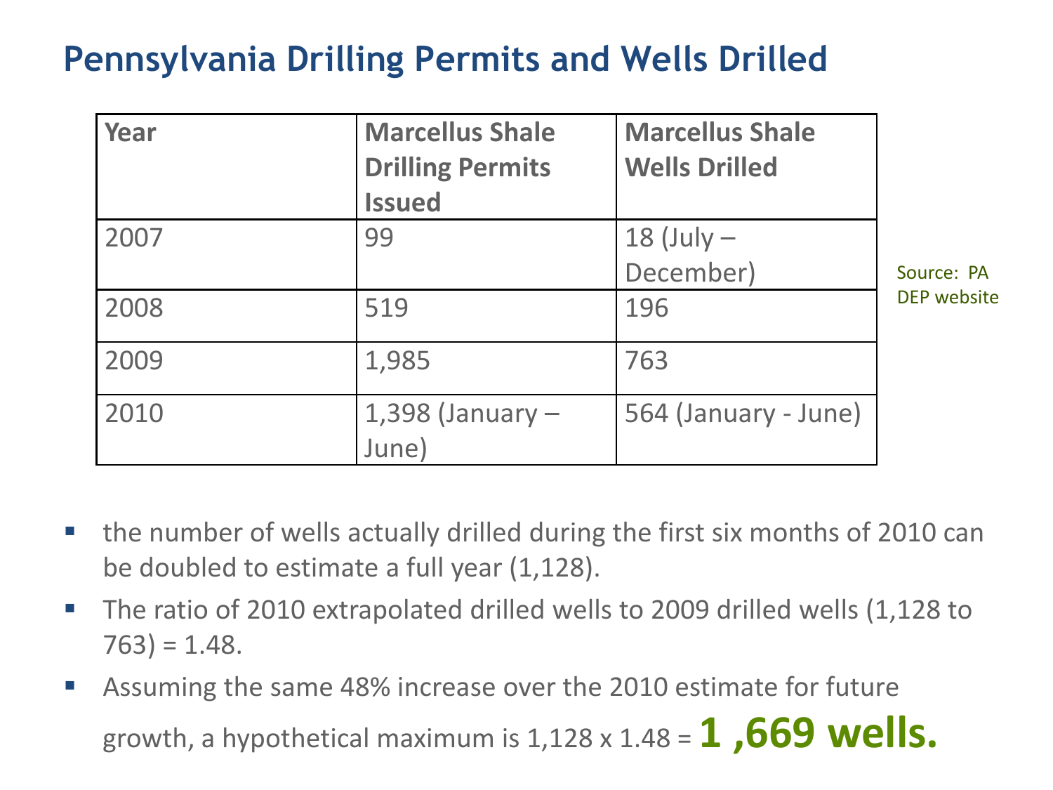# Pennsylvania Drilling Permits and Wells Drilled

| Year | Marcellus Shale Drilling Permits Issued | Marcellus Shale Wells Drilled |
|---|---|---|
| 2007 | 99 | 18 (July – December) |
| 2008 | 519 | 196 |
| 2009 | 1,985 | 763 |
| 2010 | 1,398 (January – June) | 564 (January - June) |

Source: PA DEP website

- the number of wells actually drilled during the first six months of 2010 can be doubled to estimate a full year (1,128).
- The ratio of 2010 extrapolated drilled wells to 2009 drilled wells (1,128 to 763) = 1.48.
- Assuming the same 48% increase over the 2010 estimate for future growth, a hypothetical maximum is 1,128 x 1.48 = **1 ,669 wells.**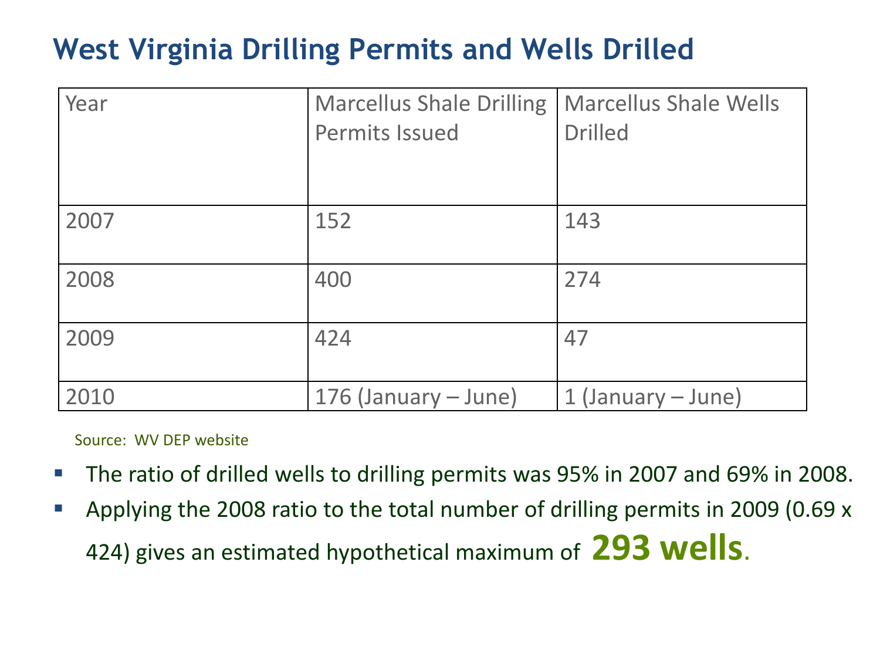# West Virginia Drilling Permits and Wells Drilled

| Year | Marcellus Shale Drilling Permits Issued | Marcellus Shale Wells Drilled |
|---|---|---|
| 2007 | 152 | 143 |
| 2008 | 400 | 274 |
| 2009 | 424 | 47 |
| 2010 | 176 (January – June) | 1 (January – June) |

Source: WV DEP website

- The ratio of drilled wells to drilling permits was 95% in 2007 and 69% in 2008.
- Applying the 2008 ratio to the total number of drilling permits in 2009 (0.69 x 424) gives an estimated hypothetical maximum of **293 wells**.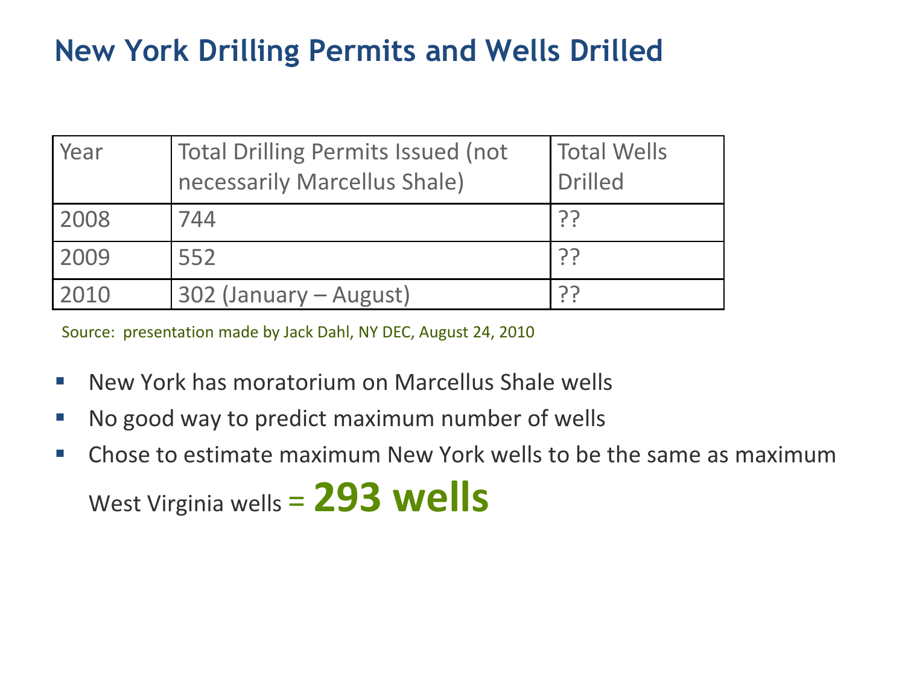# New York Drilling Permits and Wells Drilled

| Year | Total Drilling Permits Issued (not necessarily Marcellus Shale) | Total Wells Drilled |
|---|---|---|
| 2008 | 744 | ?? |
| 2009 | 552 | ?? |
| 2010 | 302 (January – August) | ?? |

Source: presentation made by Jack Dahl, NY DEC, August 24, 2010

- New York has moratorium on Marcellus Shale wells
- No good way to predict maximum number of wells
- Chose to estimate maximum New York wells to be the same as maximum West Virginia wells = **293 wells**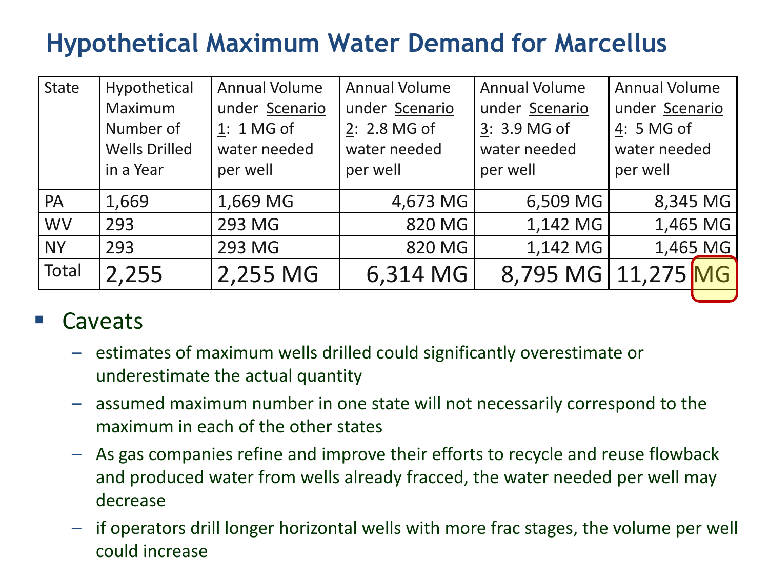# Hypothetical Maximum Water Demand for Marcellus

| State | Hypothetical Maximum Number of Wells Drilled in a Year | Annual Volume under Scenario 1: 1 MG of water needed per well | Annual Volume under Scenario 2: 2.8 MG of water needed per well | Annual Volume under Scenario 3: 3.9 MG of water needed per well | Annual Volume under Scenario 4: 5 MG of water needed per well |
|---|---|---|---|---|---|
| PA | 1,669 | 1,669 MG | 4,673 MG | 6,509 MG | 8,345 MG |
| WV | 293 | 293 MG | 820 MG | 1,142 MG | 1,465 MG |
| NY | 293 | 293 MG | 820 MG | 1,142 MG | 1,465 MG |
| Total | 2,255 | 2,255 MG | 6,314 MG | 8,795 MG | 11,275 MG |

- Caveats
  - estimates of maximum wells drilled could significantly overestimate or underestimate the actual quantity
  - assumed maximum number in one state will not necessarily correspond to the maximum in each of the other states
  - As gas companies refine and improve their efforts to recycle and reuse flowback and produced water from wells already fracced, the water needed per well may decrease
  - if operators drill longer horizontal wells with more frac stages, the volume per well could increase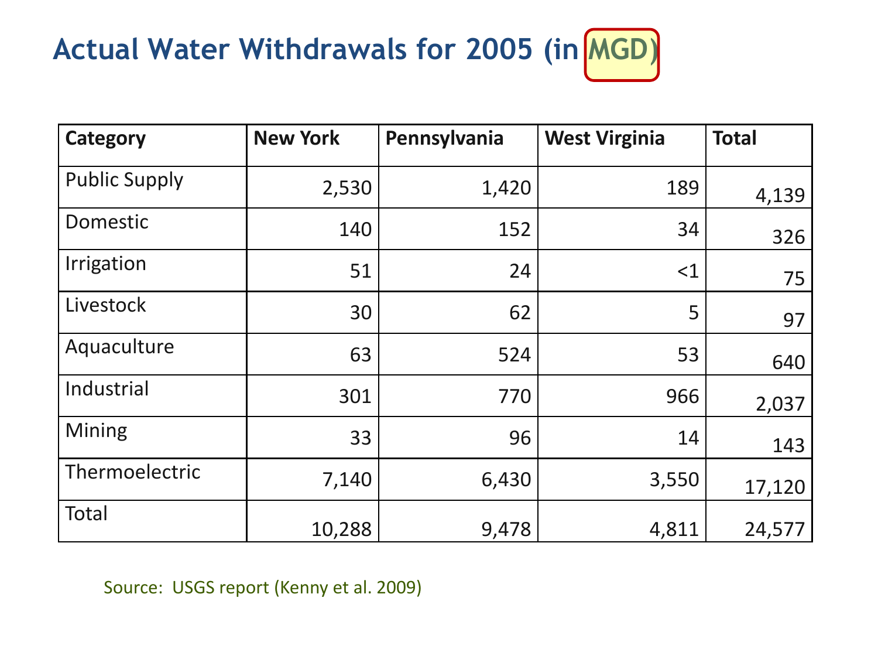# Actual Water Withdrawals for 2005 (in MGD)

| Category | New York | Pennsylvania | West Virginia | Total |
|---|---|---|---|---|
| Public Supply | 2,530 | 1,420 | 189 | 4,139 |
| Domestic | 140 | 152 | 34 | 326 |
| Irrigation | 51 | 24 | <1 | 75 |
| Livestock | 30 | 62 | 5 | 97 |
| Aquaculture | 63 | 524 | 53 | 640 |
| Industrial | 301 | 770 | 966 | 2,037 |
| Mining | 33 | 96 | 14 | 143 |
| Thermoelectric | 7,140 | 6,430 | 3,550 | 17,120 |
| Total | 10,288 | 9,478 | 4,811 | 24,577 |

Source: USGS report (Kenny et al. 2009)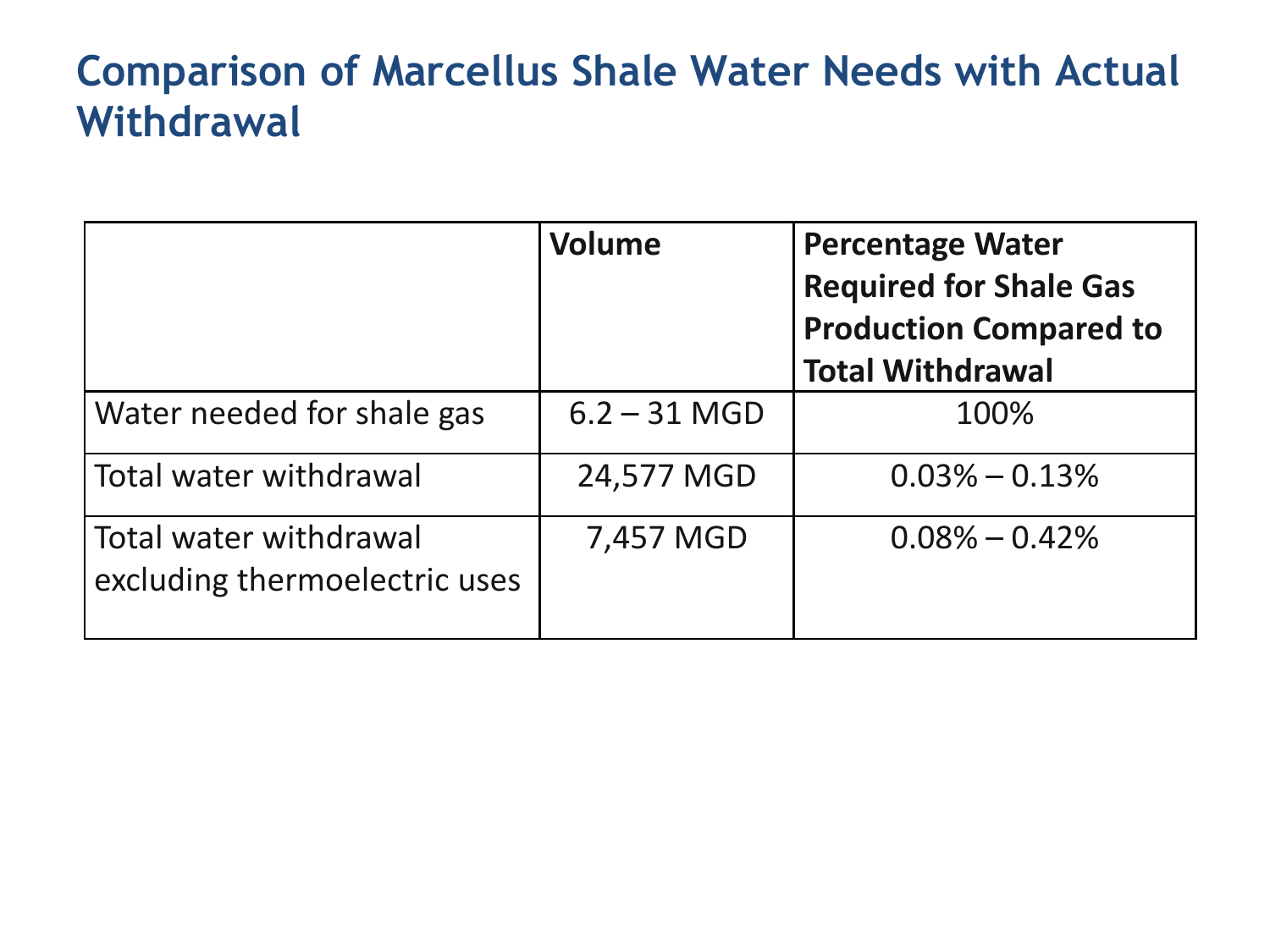# Comparison of Marcellus Shale Water Needs with Actual Withdrawal

| | Volume | Percentage Water Required for Shale Gas Production Compared to Total Withdrawal |
|---|---|---|
| Water needed for shale gas | 6.2 – 31 MGD | 100% |
| Total water withdrawal | 24,577 MGD | 0.03% – 0.13% |
| Total water withdrawal excluding thermoelectric uses | 7,457 MGD | 0.08% – 0.42% |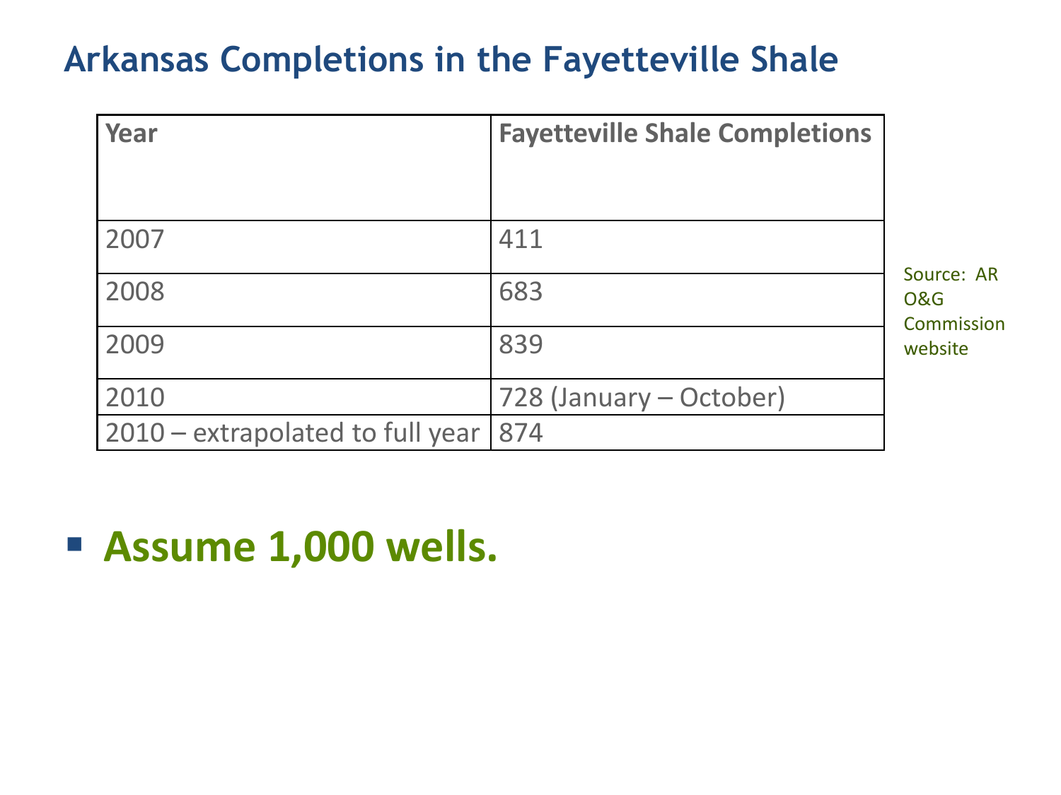# Arkansas Completions in the Fayetteville Shale

| Year | Fayetteville Shale Completions |
|---|---|
| 2007 | 411 |
| 2008 | 683 |
| 2009 | 839 |
| 2010 | 728 (January – October) |
| 2010 – extrapolated to full year | 874 |

Source: AR O&G Commission website

- **Assume 1,000 wells.**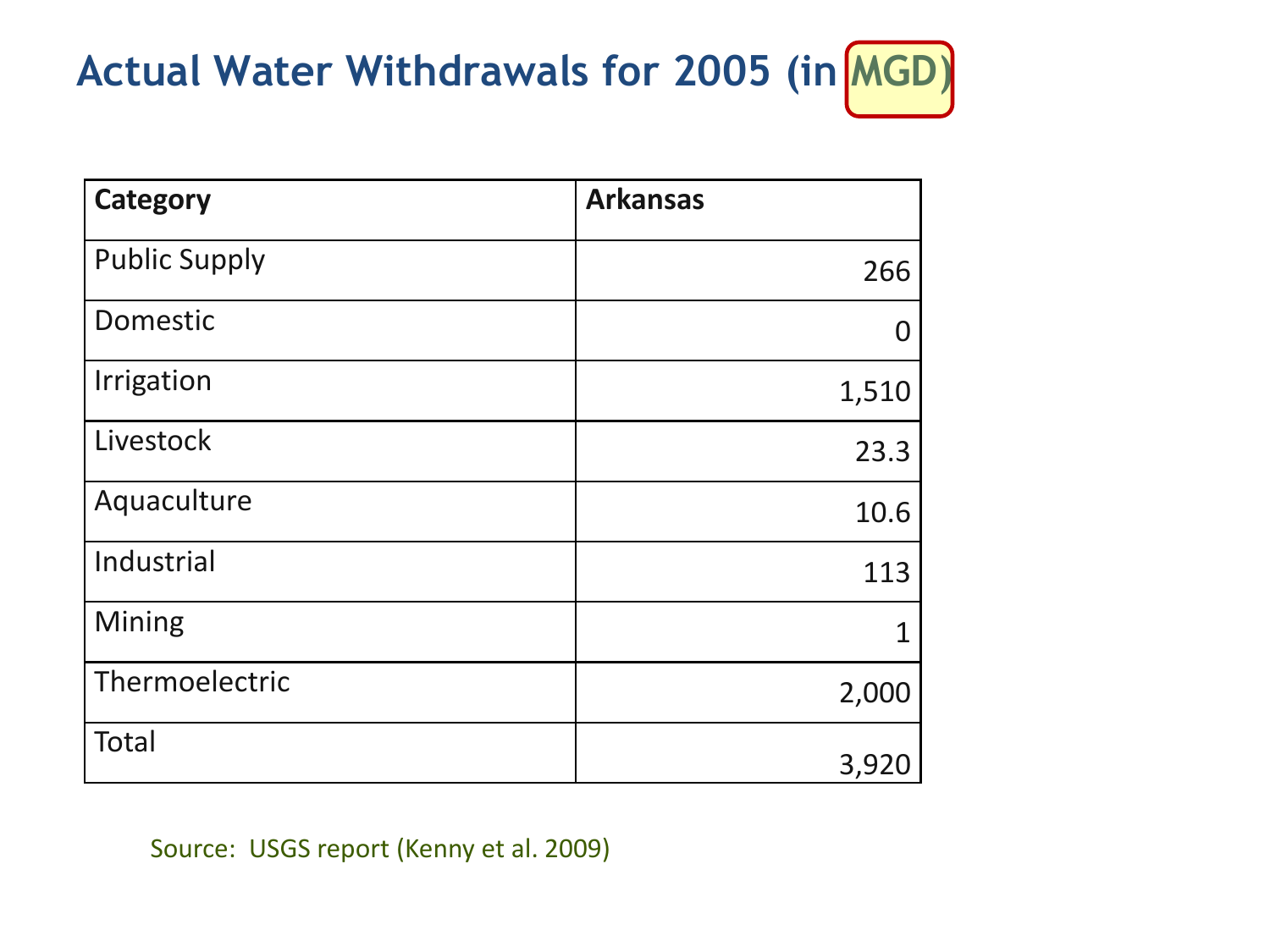# Actual Water Withdrawals for 2005 (in MGD)

| Category | Arkansas |
|---|---|
| Public Supply | 266 |
| Domestic | 0 |
| Irrigation | 1,510 |
| Livestock | 23.3 |
| Aquaculture | 10.6 |
| Industrial | 113 |
| Mining | 1 |
| Thermoelectric | 2,000 |
| Total | 3,920 |

Source: USGS report (Kenny et al. 2009)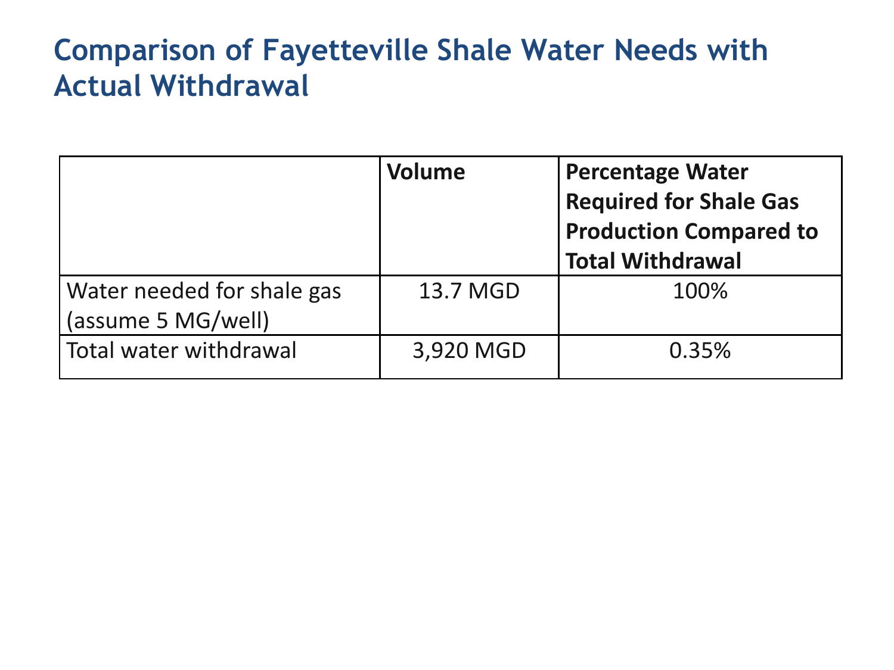# Comparison of Fayetteville Shale Water Needs with Actual Withdrawal

| | Volume | Percentage Water Required for Shale Gas Production Compared to Total Withdrawal |
|---|---|---|
| Water needed for shale gas (assume 5 MG/well) | 13.7 MGD | 100% |
| Total water withdrawal | 3,920 MGD | 0.35% |